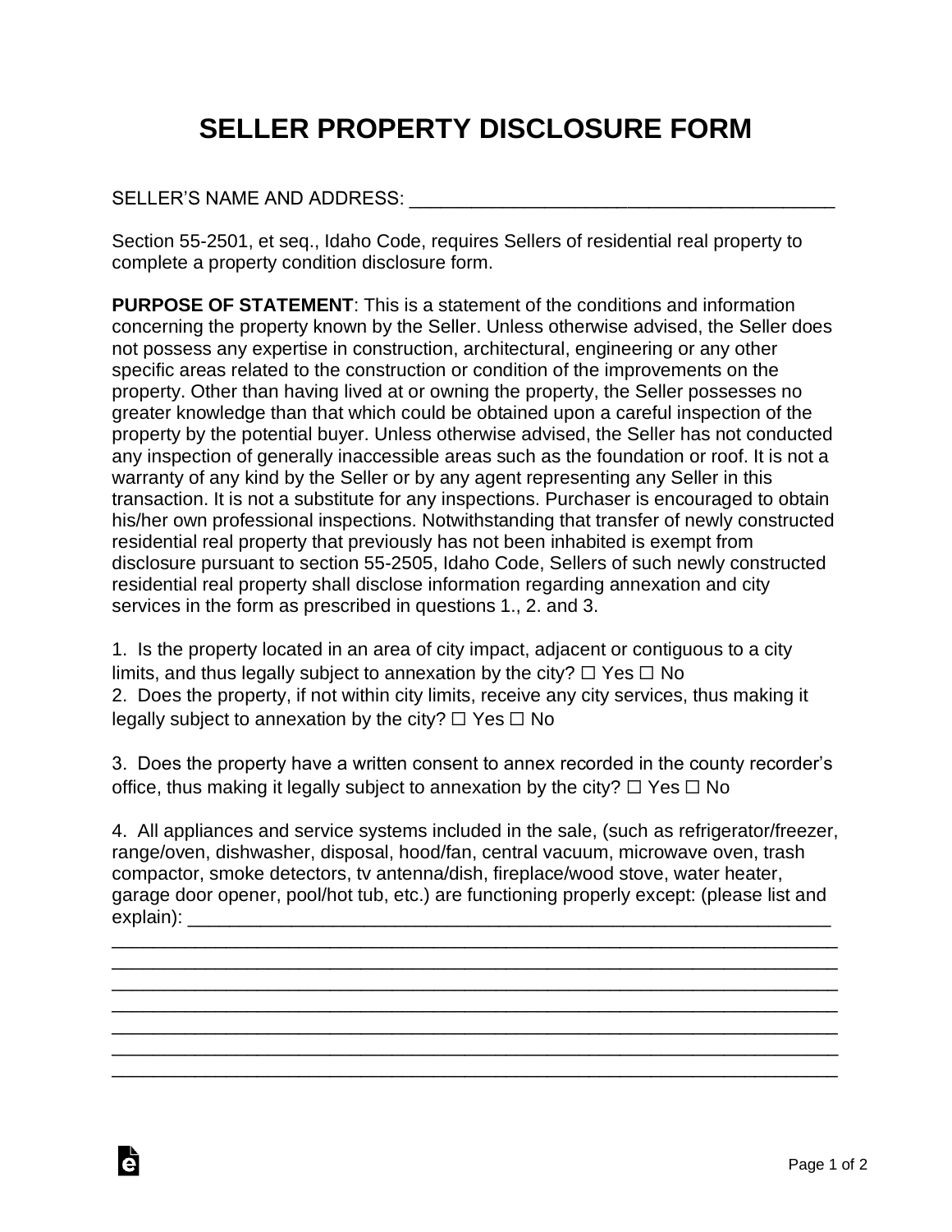# SELLER PROPERTY DISCLOSURE FORM

SELLER'S NAME AND ADDRESS: ________________________________________

Section 55-2501, et seq., Idaho Code, requires Sellers of residential real property to complete a property condition disclosure form.

**PURPOSE OF STATEMENT**: This is a statement of the conditions and information concerning the property known by the Seller. Unless otherwise advised, the Seller does not possess any expertise in construction, architectural, engineering or any other specific areas related to the construction or condition of the improvements on the property. Other than having lived at or owning the property, the Seller possesses no greater knowledge than that which could be obtained upon a careful inspection of the property by the potential buyer. Unless otherwise advised, the Seller has not conducted any inspection of generally inaccessible areas such as the foundation or roof. It is not a warranty of any kind by the Seller or by any agent representing any Seller in this transaction. It is not a substitute for any inspections. Purchaser is encouraged to obtain his/her own professional inspections. Notwithstanding that transfer of newly constructed residential real property that previously has not been inhabited is exempt from disclosure pursuant to section 55-2505, Idaho Code, Sellers of such newly constructed residential real property shall disclose information regarding annexation and city services in the form as prescribed in questions 1., 2. and 3.

1. Is the property located in an area of city impact, adjacent or contiguous to a city limits, and thus legally subject to annexation by the city? ☐ Yes ☐ No
2. Does the property, if not within city limits, receive any city services, thus making it legally subject to annexation by the city? ☐ Yes ☐ No

3. Does the property have a written consent to annex recorded in the county recorder's office, thus making it legally subject to annexation by the city? ☐ Yes ☐ No

4. All appliances and service systems included in the sale, (such as refrigerator/freezer, range/oven, dishwasher, disposal, hood/fan, central vacuum, microwave oven, trash compactor, smoke detectors, tv antenna/dish, fireplace/wood stove, water heater, garage door opener, pool/hot tub, etc.) are functioning properly except: (please list and explain): ________________________________________________________________
________________________________________________________________________
________________________________________________________________________
________________________________________________________________________
________________________________________________________________________
________________________________________________________________________
________________________________________________________________________
________________________________________________________________________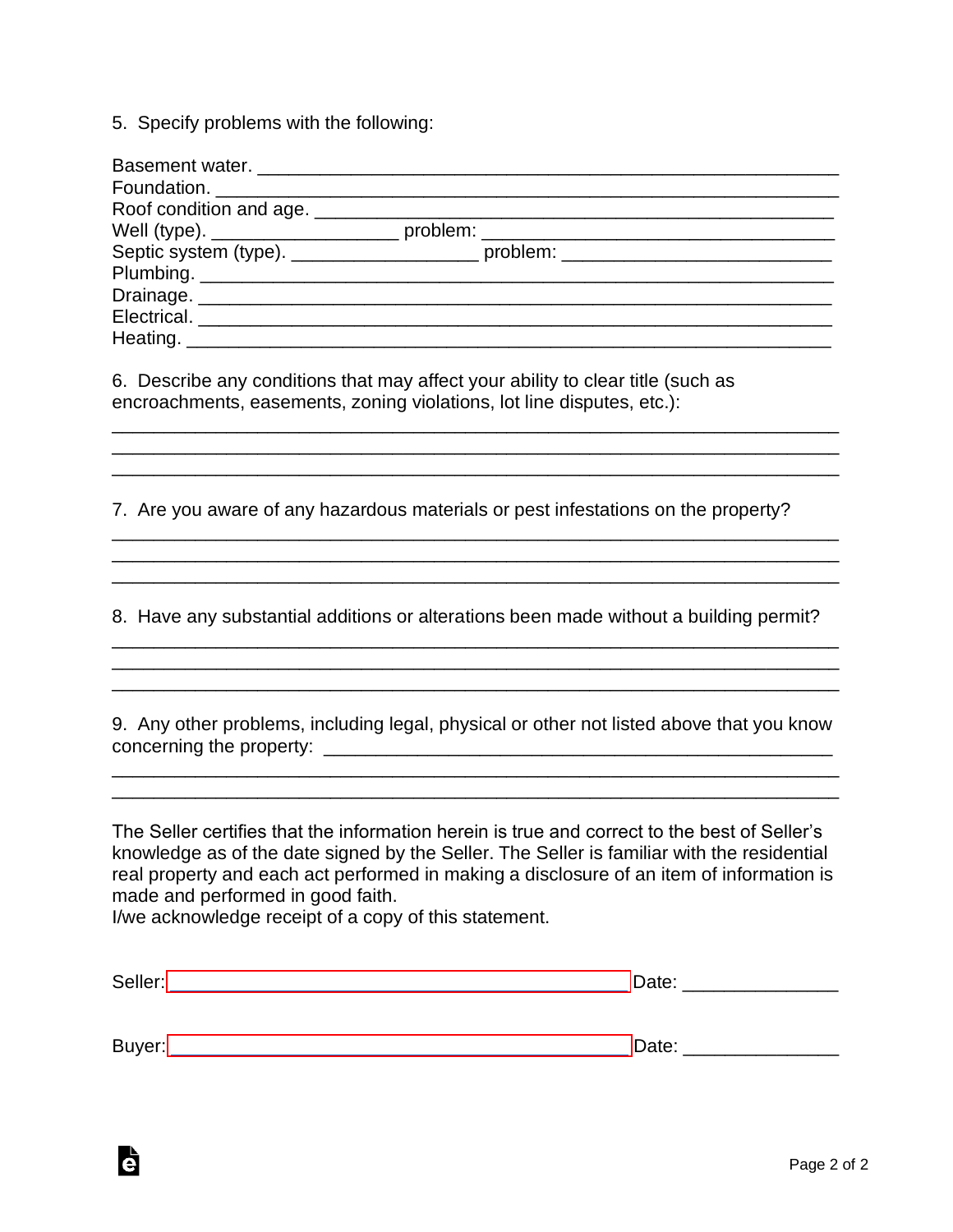5. Specify problems with the following:

Basement water. ______________________________________________________
Foundation. __________________________________________________________
Roof condition and age. _______________________________________________
Well (type). __________________ problem: ________________________________
Septic system (type). __________________ problem: __________________________
Plumbing. ____________________________________________________________
Drainage. ____________________________________________________________
Electrical. ____________________________________________________________
Heating. _____________________________________________________________

6. Describe any conditions that may affect your ability to clear title (such as encroachments, easements, zoning violations, lot line disputes, etc.):

_______________________________________________________________________
_______________________________________________________________________
_______________________________________________________________________

7. Are you aware of any hazardous materials or pest infestations on the property?

_______________________________________________________________________
_______________________________________________________________________
_______________________________________________________________________

8. Have any substantial additions or alterations been made without a building permit?

_______________________________________________________________________
_______________________________________________________________________
_______________________________________________________________________

9. Any other problems, including legal, physical or other not listed above that you know concerning the property: _________________________________________________

_______________________________________________________________________
_______________________________________________________________________

The Seller certifies that the information herein is true and correct to the best of Seller's knowledge as of the date signed by the Seller. The Seller is familiar with the residential real property and each act performed in making a disclosure of an item of information is made and performed in good faith.
I/we acknowledge receipt of a copy of this statement.

Seller: ____________________________________________ Date: _______________

Buyer: ____________________________________________ Date: _______________